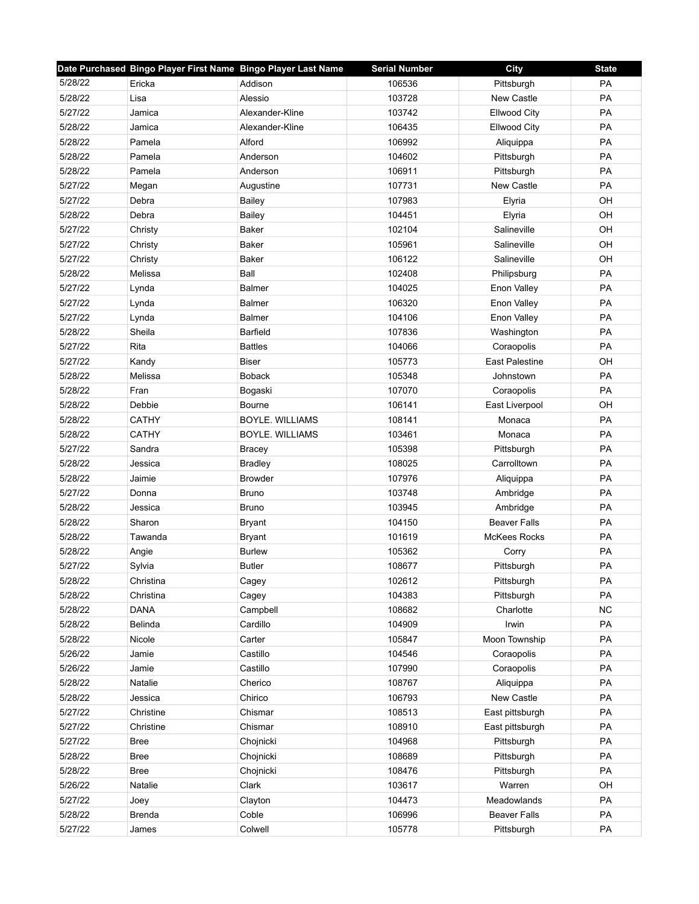| Date Purchased | Bingo Player First Name | Bingo Player Last Name | Serial Number | City | State |
|---|---|---|---|---|---|
| 5/28/22 | Ericka | Addison | 106536 | Pittsburgh | PA |
| 5/28/22 | Lisa | Alessio | 103728 | New Castle | PA |
| 5/27/22 | Jamica | Alexander-Kline | 103742 | Ellwood City | PA |
| 5/28/22 | Jamica | Alexander-Kline | 106435 | Ellwood City | PA |
| 5/28/22 | Pamela | Alford | 106992 | Aliquippa | PA |
| 5/28/22 | Pamela | Anderson | 104602 | Pittsburgh | PA |
| 5/28/22 | Pamela | Anderson | 106911 | Pittsburgh | PA |
| 5/27/22 | Megan | Augustine | 107731 | New Castle | PA |
| 5/27/22 | Debra | Bailey | 107983 | Elyria | OH |
| 5/28/22 | Debra | Bailey | 104451 | Elyria | OH |
| 5/27/22 | Christy | Baker | 102104 | Salineville | OH |
| 5/27/22 | Christy | Baker | 105961 | Salineville | OH |
| 5/27/22 | Christy | Baker | 106122 | Salineville | OH |
| 5/28/22 | Melissa | Ball | 102408 | Philipsburg | PA |
| 5/27/22 | Lynda | Balmer | 104025 | Enon Valley | PA |
| 5/27/22 | Lynda | Balmer | 106320 | Enon Valley | PA |
| 5/27/22 | Lynda | Balmer | 104106 | Enon Valley | PA |
| 5/28/22 | Sheila | Barfield | 107836 | Washington | PA |
| 5/27/22 | Rita | Battles | 104066 | Coraopolis | PA |
| 5/27/22 | Kandy | Biser | 105773 | East Palestine | OH |
| 5/28/22 | Melissa | Boback | 105348 | Johnstown | PA |
| 5/28/22 | Fran | Bogaski | 107070 | Coraopolis | PA |
| 5/28/22 | Debbie | Bourne | 106141 | East Liverpool | OH |
| 5/28/22 | CATHY | BOYLE. WILLIAMS | 108141 | Monaca | PA |
| 5/28/22 | CATHY | BOYLE. WILLIAMS | 103461 | Monaca | PA |
| 5/27/22 | Sandra | Bracey | 105398 | Pittsburgh | PA |
| 5/28/22 | Jessica | Bradley | 108025 | Carrolltown | PA |
| 5/28/22 | Jaimie | Browder | 107976 | Aliquippa | PA |
| 5/27/22 | Donna | Bruno | 103748 | Ambridge | PA |
| 5/28/22 | Jessica | Bruno | 103945 | Ambridge | PA |
| 5/28/22 | Sharon | Bryant | 104150 | Beaver Falls | PA |
| 5/28/22 | Tawanda | Bryant | 101619 | McKees Rocks | PA |
| 5/28/22 | Angie | Burlew | 105362 | Corry | PA |
| 5/27/22 | Sylvia | Butler | 108677 | Pittsburgh | PA |
| 5/28/22 | Christina | Cagey | 102612 | Pittsburgh | PA |
| 5/28/22 | Christina | Cagey | 104383 | Pittsburgh | PA |
| 5/28/22 | DANA | Campbell | 108682 | Charlotte | NC |
| 5/28/22 | Belinda | Cardillo | 104909 | Irwin | PA |
| 5/28/22 | Nicole | Carter | 105847 | Moon Township | PA |
| 5/26/22 | Jamie | Castillo | 104546 | Coraopolis | PA |
| 5/26/22 | Jamie | Castillo | 107990 | Coraopolis | PA |
| 5/28/22 | Natalie | Cherico | 108767 | Aliquippa | PA |
| 5/28/22 | Jessica | Chirico | 106793 | New Castle | PA |
| 5/27/22 | Christine | Chismar | 108513 | East pittsburgh | PA |
| 5/27/22 | Christine | Chismar | 108910 | East pittsburgh | PA |
| 5/27/22 | Bree | Chojnicki | 104968 | Pittsburgh | PA |
| 5/28/22 | Bree | Chojnicki | 108689 | Pittsburgh | PA |
| 5/28/22 | Bree | Chojnicki | 108476 | Pittsburgh | PA |
| 5/26/22 | Natalie | Clark | 103617 | Warren | OH |
| 5/27/22 | Joey | Clayton | 104473 | Meadowlands | PA |
| 5/28/22 | Brenda | Coble | 106996 | Beaver Falls | PA |
| 5/27/22 | James | Colwell | 105778 | Pittsburgh | PA |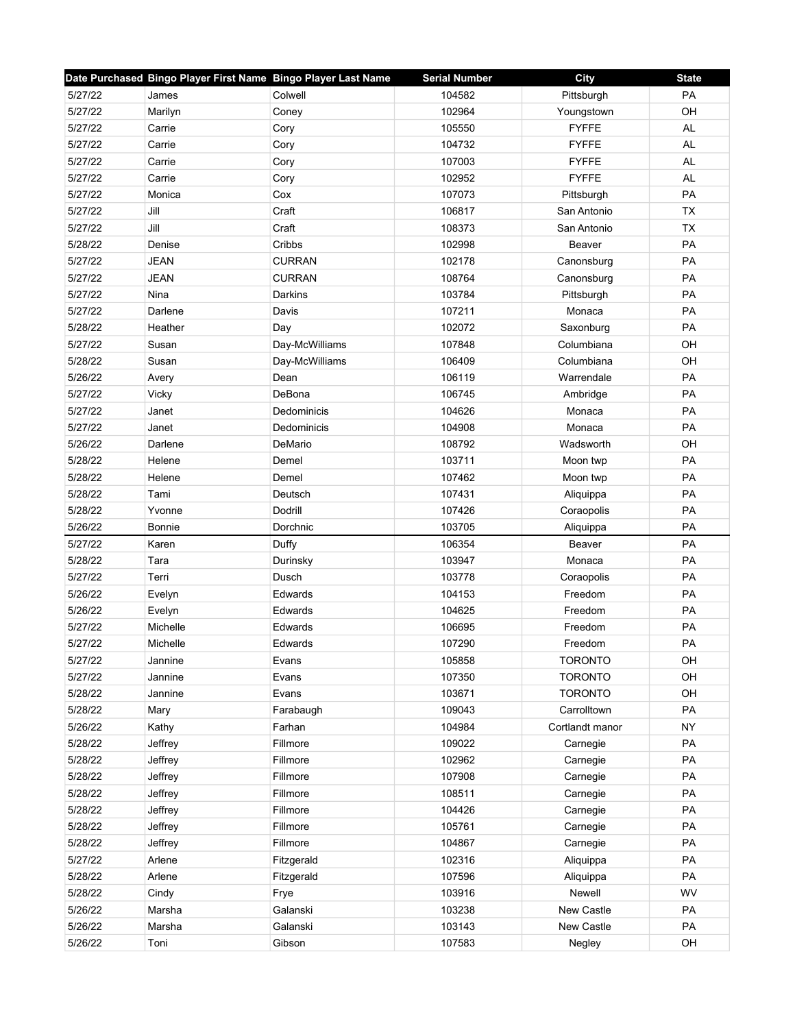| Date Purchased | Bingo Player First Name | Bingo Player Last Name | Serial Number | City | State |
|---|---|---|---|---|---|
| 5/27/22 | James | Colwell | 104582 | Pittsburgh | PA |
| 5/27/22 | Marilyn | Coney | 102964 | Youngstown | OH |
| 5/27/22 | Carrie | Cory | 105550 | FYFFE | AL |
| 5/27/22 | Carrie | Cory | 104732 | FYFFE | AL |
| 5/27/22 | Carrie | Cory | 107003 | FYFFE | AL |
| 5/27/22 | Carrie | Cory | 102952 | FYFFE | AL |
| 5/27/22 | Monica | Cox | 107073 | Pittsburgh | PA |
| 5/27/22 | Jill | Craft | 106817 | San Antonio | TX |
| 5/27/22 | Jill | Craft | 108373 | San Antonio | TX |
| 5/28/22 | Denise | Cribbs | 102998 | Beaver | PA |
| 5/27/22 | JEAN | CURRAN | 102178 | Canonsburg | PA |
| 5/27/22 | JEAN | CURRAN | 108764 | Canonsburg | PA |
| 5/27/22 | Nina | Darkins | 103784 | Pittsburgh | PA |
| 5/27/22 | Darlene | Davis | 107211 | Monaca | PA |
| 5/28/22 | Heather | Day | 102072 | Saxonburg | PA |
| 5/27/22 | Susan | Day-McWilliams | 107848 | Columbiana | OH |
| 5/28/22 | Susan | Day-McWilliams | 106409 | Columbiana | OH |
| 5/26/22 | Avery | Dean | 106119 | Warrendale | PA |
| 5/27/22 | Vicky | DeBona | 106745 | Ambridge | PA |
| 5/27/22 | Janet | Dedominicis | 104626 | Monaca | PA |
| 5/27/22 | Janet | Dedominicis | 104908 | Monaca | PA |
| 5/26/22 | Darlene | DeMario | 108792 | Wadsworth | OH |
| 5/28/22 | Helene | Demel | 103711 | Moon twp | PA |
| 5/28/22 | Helene | Demel | 107462 | Moon twp | PA |
| 5/28/22 | Tami | Deutsch | 107431 | Aliquippa | PA |
| 5/28/22 | Yvonne | Dodrill | 107426 | Coraopolis | PA |
| 5/26/22 | Bonnie | Dorchnic | 103705 | Aliquippa | PA |
| 5/27/22 | Karen | Duffy | 106354 | Beaver | PA |
| 5/28/22 | Tara | Durinsky | 103947 | Monaca | PA |
| 5/27/22 | Terri | Dusch | 103778 | Coraopolis | PA |
| 5/26/22 | Evelyn | Edwards | 104153 | Freedom | PA |
| 5/26/22 | Evelyn | Edwards | 104625 | Freedom | PA |
| 5/27/22 | Michelle | Edwards | 106695 | Freedom | PA |
| 5/27/22 | Michelle | Edwards | 107290 | Freedom | PA |
| 5/27/22 | Jannine | Evans | 105858 | TORONTO | OH |
| 5/27/22 | Jannine | Evans | 107350 | TORONTO | OH |
| 5/28/22 | Jannine | Evans | 103671 | TORONTO | OH |
| 5/28/22 | Mary | Farabaugh | 109043 | Carrolltown | PA |
| 5/26/22 | Kathy | Farhan | 104984 | Cortlandt manor | NY |
| 5/28/22 | Jeffrey | Fillmore | 109022 | Carnegie | PA |
| 5/28/22 | Jeffrey | Fillmore | 102962 | Carnegie | PA |
| 5/28/22 | Jeffrey | Fillmore | 107908 | Carnegie | PA |
| 5/28/22 | Jeffrey | Fillmore | 108511 | Carnegie | PA |
| 5/28/22 | Jeffrey | Fillmore | 104426 | Carnegie | PA |
| 5/28/22 | Jeffrey | Fillmore | 105761 | Carnegie | PA |
| 5/28/22 | Jeffrey | Fillmore | 104867 | Carnegie | PA |
| 5/27/22 | Arlene | Fitzgerald | 102316 | Aliquippa | PA |
| 5/28/22 | Arlene | Fitzgerald | 107596 | Aliquippa | PA |
| 5/28/22 | Cindy | Frye | 103916 | Newell | WV |
| 5/26/22 | Marsha | Galanski | 103238 | New Castle | PA |
| 5/26/22 | Marsha | Galanski | 103143 | New Castle | PA |
| 5/26/22 | Toni | Gibson | 107583 | Negley | OH |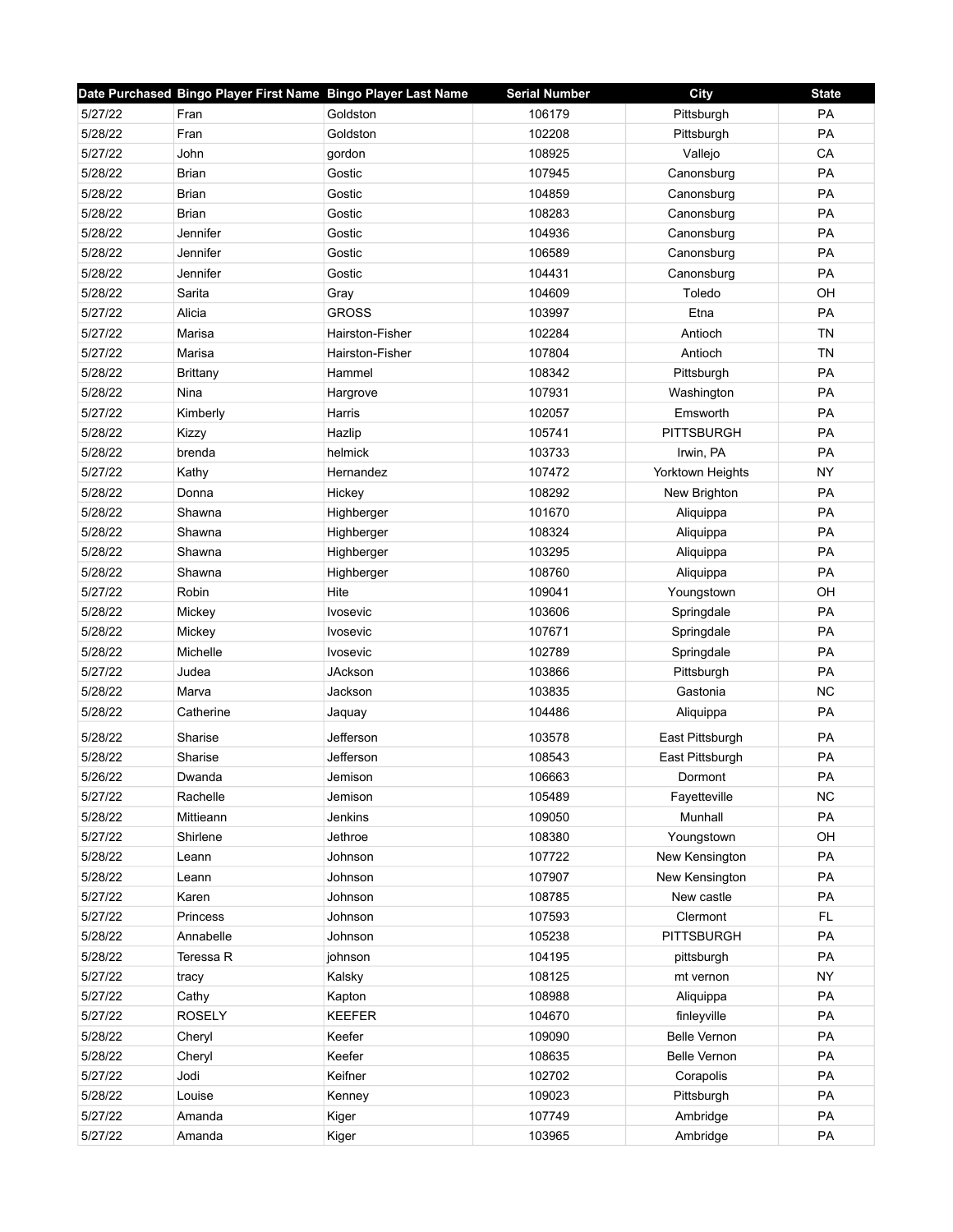| Date Purchased | Bingo Player First Name | Bingo Player Last Name | Serial Number | City | State |
|---|---|---|---|---|---|
| 5/27/22 | Fran | Goldston | 106179 | Pittsburgh | PA |
| 5/28/22 | Fran | Goldston | 102208 | Pittsburgh | PA |
| 5/27/22 | John | gordon | 108925 | Vallejo | CA |
| 5/28/22 | Brian | Gostic | 107945 | Canonsburg | PA |
| 5/28/22 | Brian | Gostic | 104859 | Canonsburg | PA |
| 5/28/22 | Brian | Gostic | 108283 | Canonsburg | PA |
| 5/28/22 | Jennifer | Gostic | 104936 | Canonsburg | PA |
| 5/28/22 | Jennifer | Gostic | 106589 | Canonsburg | PA |
| 5/28/22 | Jennifer | Gostic | 104431 | Canonsburg | PA |
| 5/28/22 | Sarita | Gray | 104609 | Toledo | OH |
| 5/27/22 | Alicia | GROSS | 103997 | Etna | PA |
| 5/27/22 | Marisa | Hairston-Fisher | 102284 | Antioch | TN |
| 5/27/22 | Marisa | Hairston-Fisher | 107804 | Antioch | TN |
| 5/28/22 | Brittany | Hammel | 108342 | Pittsburgh | PA |
| 5/28/22 | Nina | Hargrove | 107931 | Washington | PA |
| 5/27/22 | Kimberly | Harris | 102057 | Emsworth | PA |
| 5/28/22 | Kizzy | Hazlip | 105741 | PITTSBURGH | PA |
| 5/28/22 | brenda | helmick | 103733 | Irwin, PA | PA |
| 5/27/22 | Kathy | Hernandez | 107472 | Yorktown Heights | NY |
| 5/28/22 | Donna | Hickey | 108292 | New Brighton | PA |
| 5/28/22 | Shawna | Highberger | 101670 | Aliquippa | PA |
| 5/28/22 | Shawna | Highberger | 108324 | Aliquippa | PA |
| 5/28/22 | Shawna | Highberger | 103295 | Aliquippa | PA |
| 5/28/22 | Shawna | Highberger | 108760 | Aliquippa | PA |
| 5/27/22 | Robin | Hite | 109041 | Youngstown | OH |
| 5/28/22 | Mickey | Ivosevic | 103606 | Springdale | PA |
| 5/28/22 | Mickey | Ivosevic | 107671 | Springdale | PA |
| 5/28/22 | Michelle | Ivosevic | 102789 | Springdale | PA |
| 5/27/22 | Judea | JAckson | 103866 | Pittsburgh | PA |
| 5/28/22 | Marva | Jackson | 103835 | Gastonia | NC |
| 5/28/22 | Catherine | Jaquay | 104486 | Aliquippa | PA |
| 5/28/22 | Sharise | Jefferson | 103578 | East Pittsburgh | PA |
| 5/28/22 | Sharise | Jefferson | 108543 | East Pittsburgh | PA |
| 5/26/22 | Dwanda | Jemison | 106663 | Dormont | PA |
| 5/27/22 | Rachelle | Jemison | 105489 | Fayetteville | NC |
| 5/28/22 | Mittieann | Jenkins | 109050 | Munhall | PA |
| 5/27/22 | Shirlene | Jethroe | 108380 | Youngstown | OH |
| 5/28/22 | Leann | Johnson | 107722 | New Kensington | PA |
| 5/28/22 | Leann | Johnson | 107907 | New Kensington | PA |
| 5/27/22 | Karen | Johnson | 108785 | New castle | PA |
| 5/27/22 | Princess | Johnson | 107593 | Clermont | FL |
| 5/28/22 | Annabelle | Johnson | 105238 | PITTSBURGH | PA |
| 5/28/22 | Teressa R | johnson | 104195 | pittsburgh | PA |
| 5/27/22 | tracy | Kalsky | 108125 | mt vernon | NY |
| 5/27/22 | Cathy | Kapton | 108988 | Aliquippa | PA |
| 5/27/22 | ROSELY | KEEFER | 104670 | finleyville | PA |
| 5/28/22 | Cheryl | Keefer | 109090 | Belle Vernon | PA |
| 5/28/22 | Cheryl | Keefer | 108635 | Belle Vernon | PA |
| 5/27/22 | Jodi | Keifner | 102702 | Corapolis | PA |
| 5/28/22 | Louise | Kenney | 109023 | Pittsburgh | PA |
| 5/27/22 | Amanda | Kiger | 107749 | Ambridge | PA |
| 5/27/22 | Amanda | Kiger | 103965 | Ambridge | PA |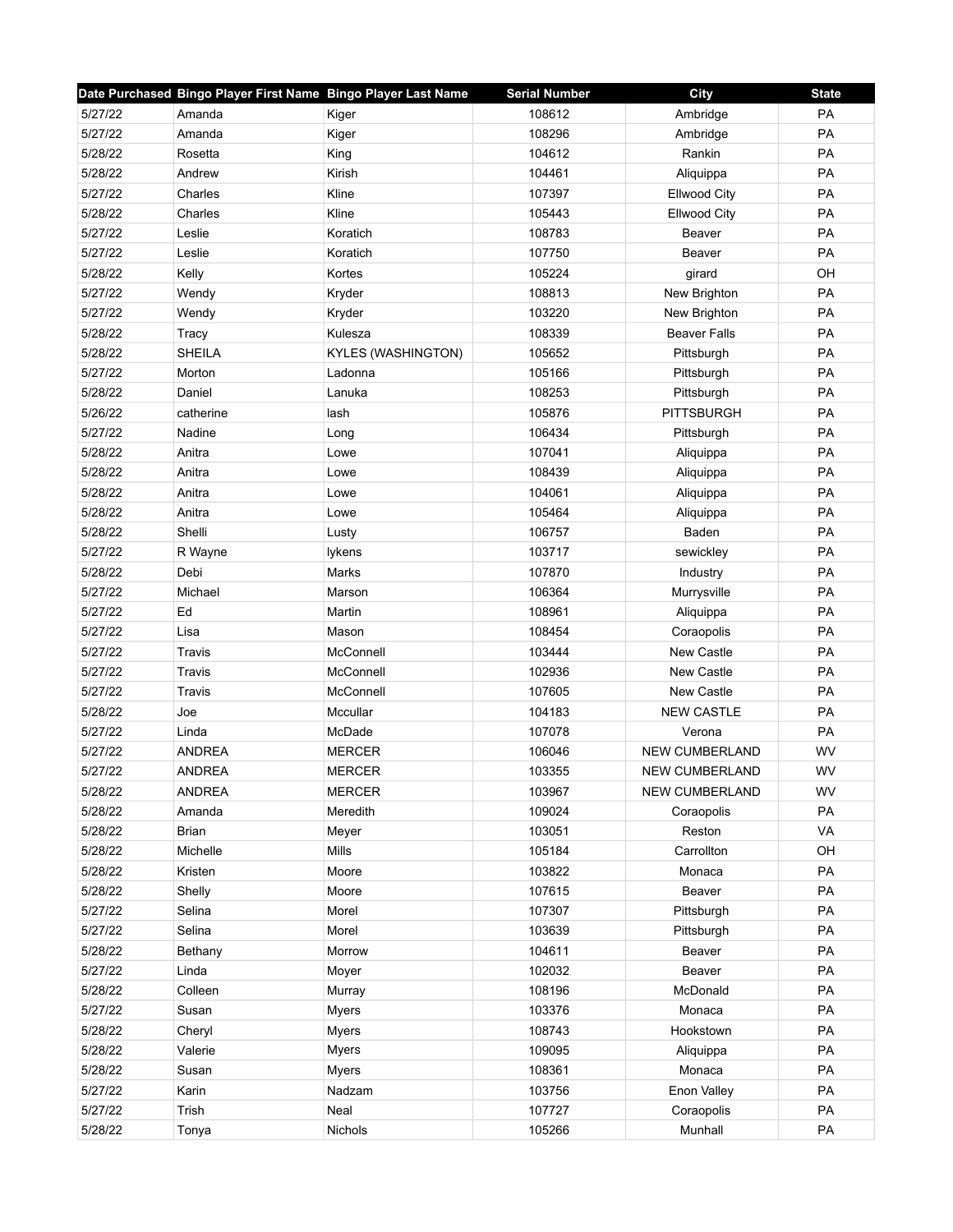| Date Purchased | Bingo Player First Name | Bingo Player Last Name | Serial Number | City | State |
|---|---|---|---|---|---|
| 5/27/22 | Amanda | Kiger | 108612 | Ambridge | PA |
| 5/27/22 | Amanda | Kiger | 108296 | Ambridge | PA |
| 5/28/22 | Rosetta | King | 104612 | Rankin | PA |
| 5/28/22 | Andrew | Kirish | 104461 | Aliquippa | PA |
| 5/27/22 | Charles | Kline | 107397 | Ellwood City | PA |
| 5/28/22 | Charles | Kline | 105443 | Ellwood City | PA |
| 5/27/22 | Leslie | Koratich | 108783 | Beaver | PA |
| 5/27/22 | Leslie | Koratich | 107750 | Beaver | PA |
| 5/28/22 | Kelly | Kortes | 105224 | girard | OH |
| 5/27/22 | Wendy | Kryder | 108813 | New Brighton | PA |
| 5/27/22 | Wendy | Kryder | 103220 | New Brighton | PA |
| 5/28/22 | Tracy | Kulesza | 108339 | Beaver Falls | PA |
| 5/28/22 | SHEILA | KYLES (WASHINGTON) | 105652 | Pittsburgh | PA |
| 5/27/22 | Morton | Ladonna | 105166 | Pittsburgh | PA |
| 5/28/22 | Daniel | Lanuka | 108253 | Pittsburgh | PA |
| 5/26/22 | catherine | lash | 105876 | PITTSBURGH | PA |
| 5/27/22 | Nadine | Long | 106434 | Pittsburgh | PA |
| 5/28/22 | Anitra | Lowe | 107041 | Aliquippa | PA |
| 5/28/22 | Anitra | Lowe | 108439 | Aliquippa | PA |
| 5/28/22 | Anitra | Lowe | 104061 | Aliquippa | PA |
| 5/28/22 | Anitra | Lowe | 105464 | Aliquippa | PA |
| 5/28/22 | Shelli | Lusty | 106757 | Baden | PA |
| 5/27/22 | R Wayne | lykens | 103717 | sewickley | PA |
| 5/28/22 | Debi | Marks | 107870 | Industry | PA |
| 5/27/22 | Michael | Marson | 106364 | Murrysville | PA |
| 5/27/22 | Ed | Martin | 108961 | Aliquippa | PA |
| 5/27/22 | Lisa | Mason | 108454 | Coraopolis | PA |
| 5/27/22 | Travis | McConnell | 103444 | New Castle | PA |
| 5/27/22 | Travis | McConnell | 102936 | New Castle | PA |
| 5/27/22 | Travis | McConnell | 107605 | New Castle | PA |
| 5/28/22 | Joe | Mccullar | 104183 | NEW CASTLE | PA |
| 5/27/22 | Linda | McDade | 107078 | Verona | PA |
| 5/27/22 | ANDREA | MERCER | 106046 | NEW CUMBERLAND | WV |
| 5/27/22 | ANDREA | MERCER | 103355 | NEW CUMBERLAND | WV |
| 5/28/22 | ANDREA | MERCER | 103967 | NEW CUMBERLAND | WV |
| 5/28/22 | Amanda | Meredith | 109024 | Coraopolis | PA |
| 5/28/22 | Brian | Meyer | 103051 | Reston | VA |
| 5/28/22 | Michelle | Mills | 105184 | Carrollton | OH |
| 5/28/22 | Kristen | Moore | 103822 | Monaca | PA |
| 5/28/22 | Shelly | Moore | 107615 | Beaver | PA |
| 5/27/22 | Selina | Morel | 107307 | Pittsburgh | PA |
| 5/27/22 | Selina | Morel | 103639 | Pittsburgh | PA |
| 5/28/22 | Bethany | Morrow | 104611 | Beaver | PA |
| 5/27/22 | Linda | Moyer | 102032 | Beaver | PA |
| 5/28/22 | Colleen | Murray | 108196 | McDonald | PA |
| 5/27/22 | Susan | Myers | 103376 | Monaca | PA |
| 5/28/22 | Cheryl | Myers | 108743 | Hookstown | PA |
| 5/28/22 | Valerie | Myers | 109095 | Aliquippa | PA |
| 5/28/22 | Susan | Myers | 108361 | Monaca | PA |
| 5/27/22 | Karin | Nadzam | 103756 | Enon Valley | PA |
| 5/27/22 | Trish | Neal | 107727 | Coraopolis | PA |
| 5/28/22 | Tonya | Nichols | 105266 | Munhall | PA |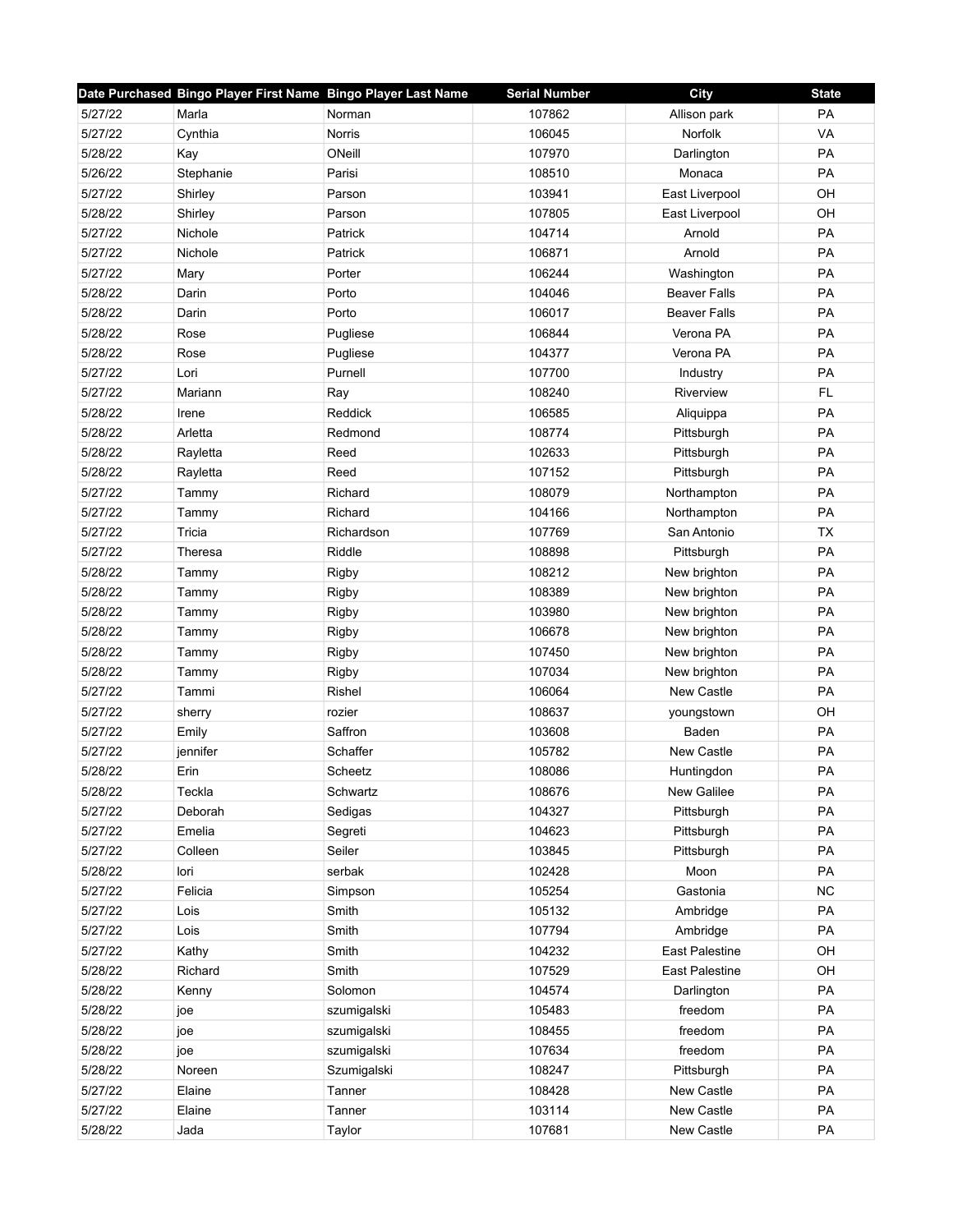| Date Purchased | Bingo Player First Name | Bingo Player Last Name | Serial Number | City | State |
|---|---|---|---|---|---|
| 5/27/22 | Marla | Norman | 107862 | Allison park | PA |
| 5/27/22 | Cynthia | Norris | 106045 | Norfolk | VA |
| 5/28/22 | Kay | ONeill | 107970 | Darlington | PA |
| 5/26/22 | Stephanie | Parisi | 108510 | Monaca | PA |
| 5/27/22 | Shirley | Parson | 103941 | East Liverpool | OH |
| 5/28/22 | Shirley | Parson | 107805 | East Liverpool | OH |
| 5/27/22 | Nichole | Patrick | 104714 | Arnold | PA |
| 5/27/22 | Nichole | Patrick | 106871 | Arnold | PA |
| 5/27/22 | Mary | Porter | 106244 | Washington | PA |
| 5/28/22 | Darin | Porto | 104046 | Beaver Falls | PA |
| 5/28/22 | Darin | Porto | 106017 | Beaver Falls | PA |
| 5/28/22 | Rose | Pugliese | 106844 | Verona PA | PA |
| 5/28/22 | Rose | Pugliese | 104377 | Verona PA | PA |
| 5/27/22 | Lori | Purnell | 107700 | Industry | PA |
| 5/27/22 | Mariann | Ray | 108240 | Riverview | FL |
| 5/28/22 | Irene | Reddick | 106585 | Aliquippa | PA |
| 5/28/22 | Arletta | Redmond | 108774 | Pittsburgh | PA |
| 5/28/22 | Rayletta | Reed | 102633 | Pittsburgh | PA |
| 5/28/22 | Rayletta | Reed | 107152 | Pittsburgh | PA |
| 5/27/22 | Tammy | Richard | 108079 | Northampton | PA |
| 5/27/22 | Tammy | Richard | 104166 | Northampton | PA |
| 5/27/22 | Tricia | Richardson | 107769 | San Antonio | TX |
| 5/27/22 | Theresa | Riddle | 108898 | Pittsburgh | PA |
| 5/28/22 | Tammy | Rigby | 108212 | New brighton | PA |
| 5/28/22 | Tammy | Rigby | 108389 | New brighton | PA |
| 5/28/22 | Tammy | Rigby | 103980 | New brighton | PA |
| 5/28/22 | Tammy | Rigby | 106678 | New brighton | PA |
| 5/28/22 | Tammy | Rigby | 107450 | New brighton | PA |
| 5/28/22 | Tammy | Rigby | 107034 | New brighton | PA |
| 5/27/22 | Tammi | Rishel | 106064 | New Castle | PA |
| 5/27/22 | sherry | rozier | 108637 | youngstown | OH |
| 5/27/22 | Emily | Saffron | 103608 | Baden | PA |
| 5/27/22 | jennifer | Schaffer | 105782 | New Castle | PA |
| 5/28/22 | Erin | Scheetz | 108086 | Huntingdon | PA |
| 5/28/22 | Teckla | Schwartz | 108676 | New Galilee | PA |
| 5/27/22 | Deborah | Sedigas | 104327 | Pittsburgh | PA |
| 5/27/22 | Emelia | Segreti | 104623 | Pittsburgh | PA |
| 5/27/22 | Colleen | Seiler | 103845 | Pittsburgh | PA |
| 5/28/22 | lori | serbak | 102428 | Moon | PA |
| 5/27/22 | Felicia | Simpson | 105254 | Gastonia | NC |
| 5/27/22 | Lois | Smith | 105132 | Ambridge | PA |
| 5/27/22 | Lois | Smith | 107794 | Ambridge | PA |
| 5/27/22 | Kathy | Smith | 104232 | East Palestine | OH |
| 5/28/22 | Richard | Smith | 107529 | East Palestine | OH |
| 5/28/22 | Kenny | Solomon | 104574 | Darlington | PA |
| 5/28/22 | joe | szumigalski | 105483 | freedom | PA |
| 5/28/22 | joe | szumigalski | 108455 | freedom | PA |
| 5/28/22 | joe | szumigalski | 107634 | freedom | PA |
| 5/28/22 | Noreen | Szumigalski | 108247 | Pittsburgh | PA |
| 5/27/22 | Elaine | Tanner | 108428 | New Castle | PA |
| 5/27/22 | Elaine | Tanner | 103114 | New Castle | PA |
| 5/28/22 | Jada | Taylor | 107681 | New Castle | PA |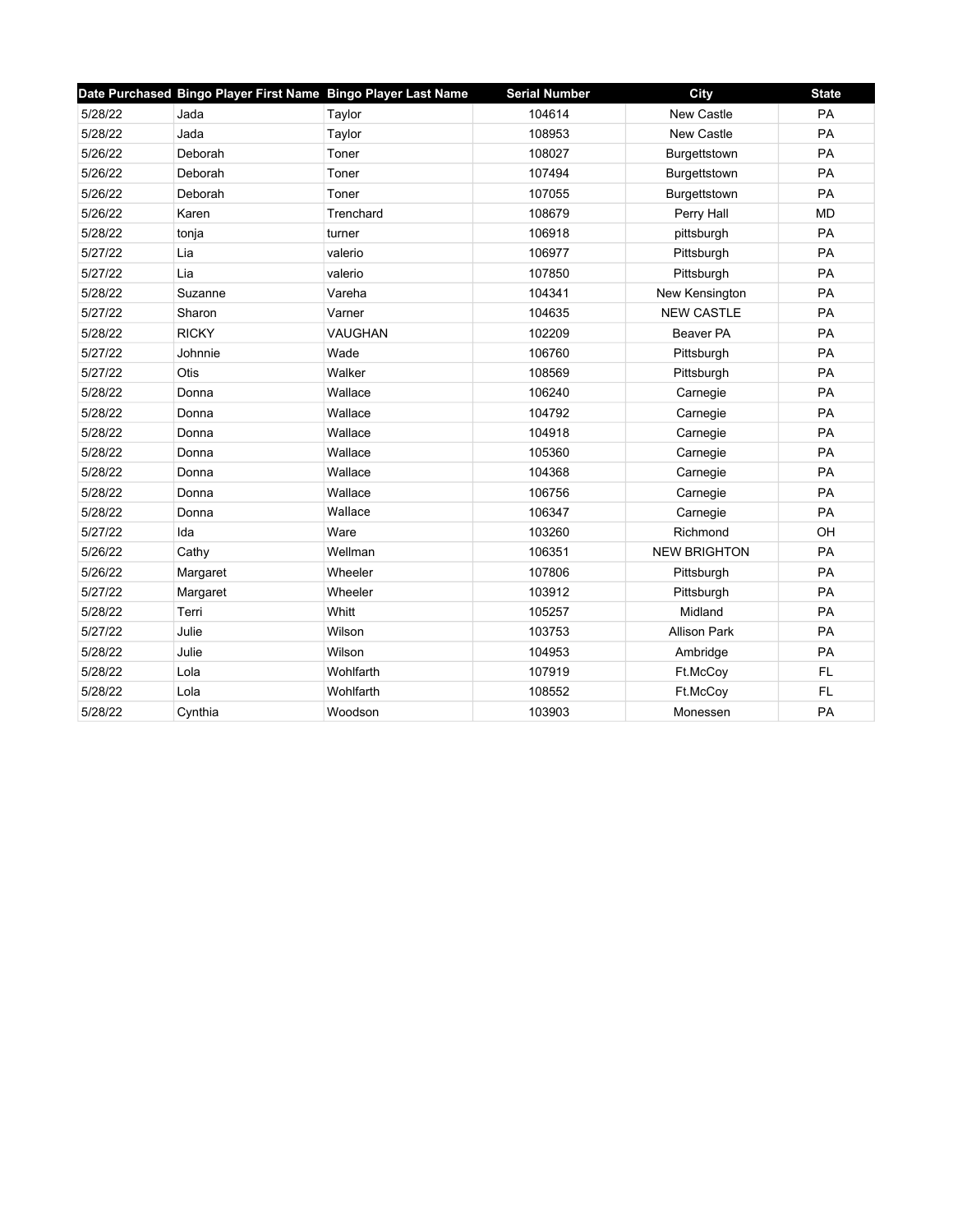| Date Purchased | Bingo Player First Name | Bingo Player Last Name | Serial Number | City | State |
|---|---|---|---|---|---|
| 5/28/22 | Jada | Taylor | 104614 | New Castle | PA |
| 5/28/22 | Jada | Taylor | 108953 | New Castle | PA |
| 5/26/22 | Deborah | Toner | 108027 | Burgettstown | PA |
| 5/26/22 | Deborah | Toner | 107494 | Burgettstown | PA |
| 5/26/22 | Deborah | Toner | 107055 | Burgettstown | PA |
| 5/26/22 | Karen | Trenchard | 108679 | Perry Hall | MD |
| 5/28/22 | tonja | turner | 106918 | pittsburgh | PA |
| 5/27/22 | Lia | valerio | 106977 | Pittsburgh | PA |
| 5/27/22 | Lia | valerio | 107850 | Pittsburgh | PA |
| 5/28/22 | Suzanne | Vareha | 104341 | New Kensington | PA |
| 5/27/22 | Sharon | Varner | 104635 | NEW CASTLE | PA |
| 5/28/22 | RICKY | VAUGHAN | 102209 | Beaver PA | PA |
| 5/27/22 | Johnnie | Wade | 106760 | Pittsburgh | PA |
| 5/27/22 | Otis | Walker | 108569 | Pittsburgh | PA |
| 5/28/22 | Donna | Wallace | 106240 | Carnegie | PA |
| 5/28/22 | Donna | Wallace | 104792 | Carnegie | PA |
| 5/28/22 | Donna | Wallace | 104918 | Carnegie | PA |
| 5/28/22 | Donna | Wallace | 105360 | Carnegie | PA |
| 5/28/22 | Donna | Wallace | 104368 | Carnegie | PA |
| 5/28/22 | Donna | Wallace | 106756 | Carnegie | PA |
| 5/28/22 | Donna | Wallace | 106347 | Carnegie | PA |
| 5/27/22 | Ida | Ware | 103260 | Richmond | OH |
| 5/26/22 | Cathy | Wellman | 106351 | NEW BRIGHTON | PA |
| 5/26/22 | Margaret | Wheeler | 107806 | Pittsburgh | PA |
| 5/27/22 | Margaret | Wheeler | 103912 | Pittsburgh | PA |
| 5/28/22 | Terri | Whitt | 105257 | Midland | PA |
| 5/27/22 | Julie | Wilson | 103753 | Allison Park | PA |
| 5/28/22 | Julie | Wilson | 104953 | Ambridge | PA |
| 5/28/22 | Lola | Wohlfarth | 107919 | Ft.McCoy | FL |
| 5/28/22 | Lola | Wohlfarth | 108552 | Ft.McCoy | FL |
| 5/28/22 | Cynthia | Woodson | 103903 | Monessen | PA |